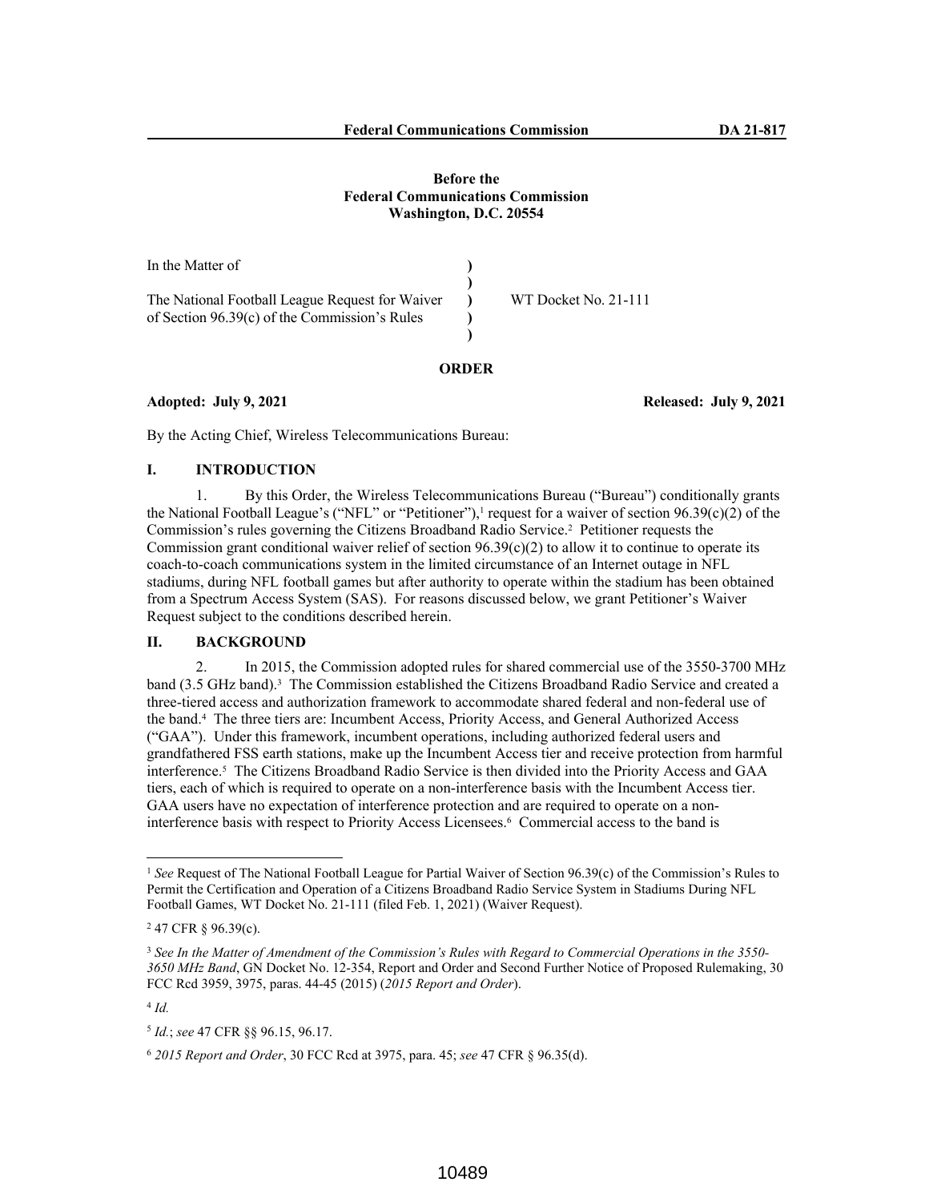**Before the**
**Federal Communications Commission**
**Washington, D.C. 20554**

| | | |
|---|---|---|
| In the Matter of | ) | |
| | ) | |
| The National Football League Request for Waiver | ) | WT Docket No. 21-111 |
| of Section 96.39(c) of the Commission's Rules | ) | |
| | ) | |

**ORDER**

**Adopted: July 9, 2021** **Released: July 9, 2021**

By the Acting Chief, Wireless Telecommunications Bureau:

## I. INTRODUCTION

1. By this Order, the Wireless Telecommunications Bureau ("Bureau") conditionally grants the National Football League's ("NFL" or "Petitioner"),[1] request for a waiver of section 96.39(c)(2) of the Commission's rules governing the Citizens Broadband Radio Service.[2] Petitioner requests the Commission grant conditional waiver relief of section 96.39(c)(2) to allow it to continue to operate its coach-to-coach communications system in the limited circumstance of an Internet outage in NFL stadiums, during NFL football games but after authority to operate within the stadium has been obtained from a Spectrum Access System (SAS). For reasons discussed below, we grant Petitioner's Waiver Request subject to the conditions described herein.

## II. BACKGROUND

2. In 2015, the Commission adopted rules for shared commercial use of the 3550-3700 MHz band (3.5 GHz band).[3] The Commission established the Citizens Broadband Radio Service and created a three-tiered access and authorization framework to accommodate shared federal and non-federal use of the band.[4] The three tiers are: Incumbent Access, Priority Access, and General Authorized Access ("GAA"). Under this framework, incumbent operations, including authorized federal users and grandfathered FSS earth stations, make up the Incumbent Access tier and receive protection from harmful interference.[5] The Citizens Broadband Radio Service is then divided into the Priority Access and GAA tiers, each of which is required to operate on a non-interference basis with the Incumbent Access tier. GAA users have no expectation of interference protection and are required to operate on a non-interference basis with respect to Priority Access Licensees.[6] Commercial access to the band is

---

[1] *See* Request of The National Football League for Partial Waiver of Section 96.39(c) of the Commission's Rules to Permit the Certification and Operation of a Citizens Broadband Radio Service System in Stadiums During NFL Football Games, WT Docket No. 21-111 (filed Feb. 1, 2021) (Waiver Request).

[2] 47 CFR § 96.39(c).

[3] *See In the Matter of Amendment of the Commission's Rules with Regard to Commercial Operations in the 3550-3650 MHz Band*, GN Docket No. 12-354, Report and Order and Second Further Notice of Proposed Rulemaking, 30 FCC Rcd 3959, 3975, paras. 44-45 (2015) (*2015 Report and Order*).

[4] *Id.*

[5] *Id.*; *see* 47 CFR §§ 96.15, 96.17.

[6] *2015 Report and Order*, 30 FCC Rcd at 3975, para. 45; *see* 47 CFR § 96.35(d).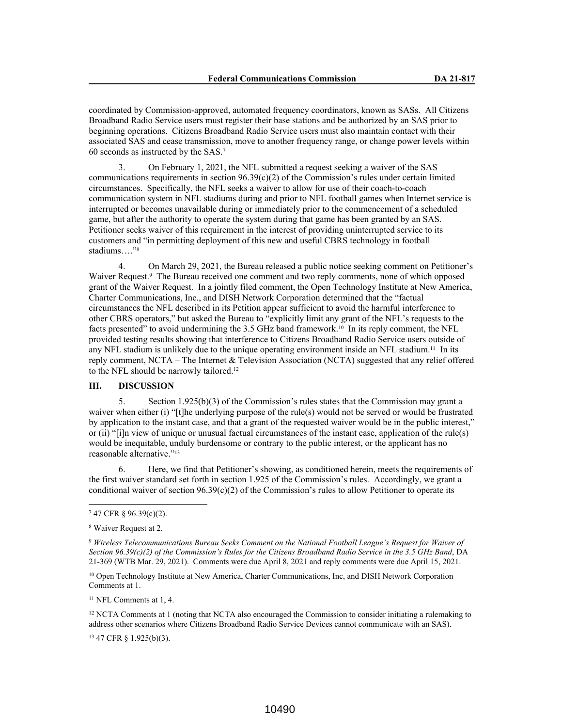coordinated by Commission-approved, automated frequency coordinators, known as SASs. All Citizens Broadband Radio Service users must register their base stations and be authorized by an SAS prior to beginning operations. Citizens Broadband Radio Service users must also maintain contact with their associated SAS and cease transmission, move to another frequency range, or change power levels within 60 seconds as instructed by the SAS.[7]

3. On February 1, 2021, the NFL submitted a request seeking a waiver of the SAS communications requirements in section 96.39(c)(2) of the Commission's rules under certain limited circumstances. Specifically, the NFL seeks a waiver to allow for use of their coach-to-coach communication system in NFL stadiums during and prior to NFL football games when Internet service is interrupted or becomes unavailable during or immediately prior to the commencement of a scheduled game, but after the authority to operate the system during that game has been granted by an SAS. Petitioner seeks waiver of this requirement in the interest of providing uninterrupted service to its customers and "in permitting deployment of this new and useful CBRS technology in football stadiums…."[8]

4. On March 29, 2021, the Bureau released a public notice seeking comment on Petitioner's Waiver Request.[9] The Bureau received one comment and two reply comments, none of which opposed grant of the Waiver Request. In a jointly filed comment, the Open Technology Institute at New America, Charter Communications, Inc., and DISH Network Corporation determined that the "factual circumstances the NFL described in its Petition appear sufficient to avoid the harmful interference to other CBRS operators," but asked the Bureau to "explicitly limit any grant of the NFL's requests to the facts presented" to avoid undermining the 3.5 GHz band framework.[10] In its reply comment, the NFL provided testing results showing that interference to Citizens Broadband Radio Service users outside of any NFL stadium is unlikely due to the unique operating environment inside an NFL stadium.[11] In its reply comment, NCTA – The Internet & Television Association (NCTA) suggested that any relief offered to the NFL should be narrowly tailored.[12]

## III. DISCUSSION

5. Section 1.925(b)(3) of the Commission's rules states that the Commission may grant a waiver when either (i) "[t]he underlying purpose of the rule(s) would not be served or would be frustrated by application to the instant case, and that a grant of the requested waiver would be in the public interest," or (ii) "[i]n view of unique or unusual factual circumstances of the instant case, application of the rule(s) would be inequitable, unduly burdensome or contrary to the public interest, or the applicant has no reasonable alternative."[13]

6. Here, we find that Petitioner's showing, as conditioned herein, meets the requirements of the first waiver standard set forth in section 1.925 of the Commission's rules. Accordingly, we grant a conditional waiver of section 96.39(c)(2) of the Commission's rules to allow Petitioner to operate its

---

[7] 47 CFR § 96.39(c)(2).

[8] Waiver Request at 2.

[9] *Wireless Telecommunications Bureau Seeks Comment on the National Football League's Request for Waiver of Section 96.39(c)(2) of the Commission's Rules for the Citizens Broadband Radio Service in the 3.5 GHz Band*, DA 21-369 (WTB Mar. 29, 2021). Comments were due April 8, 2021 and reply comments were due April 15, 2021.

[10] Open Technology Institute at New America, Charter Communications, Inc, and DISH Network Corporation Comments at 1.

[11] NFL Comments at 1, 4.

[12] NCTA Comments at 1 (noting that NCTA also encouraged the Commission to consider initiating a rulemaking to address other scenarios where Citizens Broadband Radio Service Devices cannot communicate with an SAS).

[13] 47 CFR § 1.925(b)(3).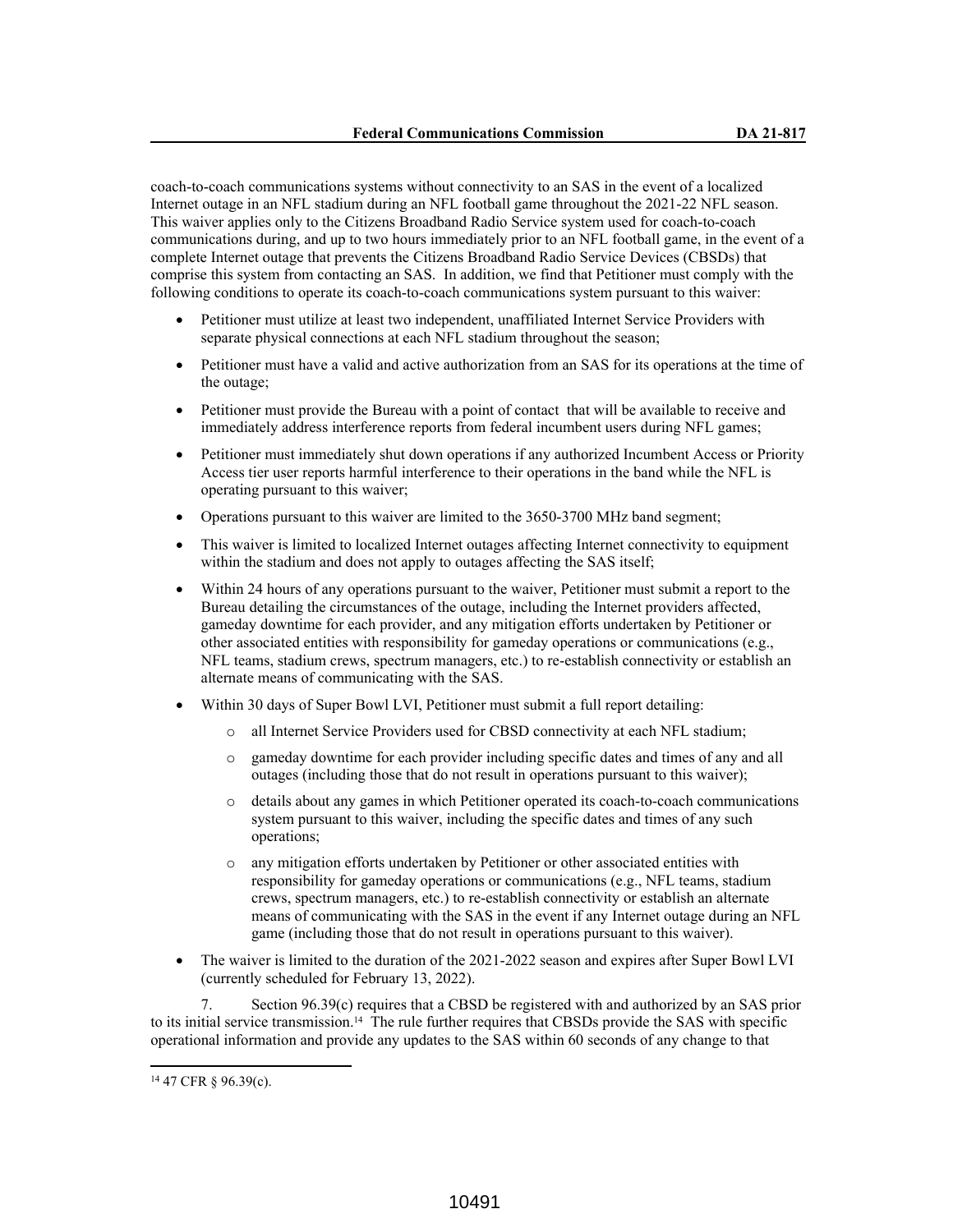coach-to-coach communications systems without connectivity to an SAS in the event of a localized Internet outage in an NFL stadium during an NFL football game throughout the 2021-22 NFL season. This waiver applies only to the Citizens Broadband Radio Service system used for coach-to-coach communications during, and up to two hours immediately prior to an NFL football game, in the event of a complete Internet outage that prevents the Citizens Broadband Radio Service Devices (CBSDs) that comprise this system from contacting an SAS. In addition, we find that Petitioner must comply with the following conditions to operate its coach-to-coach communications system pursuant to this waiver:

- Petitioner must utilize at least two independent, unaffiliated Internet Service Providers with separate physical connections at each NFL stadium throughout the season;
- Petitioner must have a valid and active authorization from an SAS for its operations at the time of the outage;
- Petitioner must provide the Bureau with a point of contact that will be available to receive and immediately address interference reports from federal incumbent users during NFL games;
- Petitioner must immediately shut down operations if any authorized Incumbent Access or Priority Access tier user reports harmful interference to their operations in the band while the NFL is operating pursuant to this waiver;
- Operations pursuant to this waiver are limited to the 3650-3700 MHz band segment;
- This waiver is limited to localized Internet outages affecting Internet connectivity to equipment within the stadium and does not apply to outages affecting the SAS itself;
- Within 24 hours of any operations pursuant to the waiver, Petitioner must submit a report to the Bureau detailing the circumstances of the outage, including the Internet providers affected, gameday downtime for each provider, and any mitigation efforts undertaken by Petitioner or other associated entities with responsibility for gameday operations or communications (e.g., NFL teams, stadium crews, spectrum managers, etc.) to re-establish connectivity or establish an alternate means of communicating with the SAS.
- Within 30 days of Super Bowl LVI, Petitioner must submit a full report detailing:
  - all Internet Service Providers used for CBSD connectivity at each NFL stadium;
  - gameday downtime for each provider including specific dates and times of any and all outages (including those that do not result in operations pursuant to this waiver);
  - details about any games in which Petitioner operated its coach-to-coach communications system pursuant to this waiver, including the specific dates and times of any such operations;
  - any mitigation efforts undertaken by Petitioner or other associated entities with responsibility for gameday operations or communications (e.g., NFL teams, stadium crews, spectrum managers, etc.) to re-establish connectivity or establish an alternate means of communicating with the SAS in the event if any Internet outage during an NFL game (including those that do not result in operations pursuant to this waiver).
- The waiver is limited to the duration of the 2021-2022 season and expires after Super Bowl LVI (currently scheduled for February 13, 2022).

7. Section 96.39(c) requires that a CBSD be registered with and authorized by an SAS prior to its initial service transmission.[14] The rule further requires that CBSDs provide the SAS with specific operational information and provide any updates to the SAS within 60 seconds of any change to that

[14] 47 CFR § 96.39(c).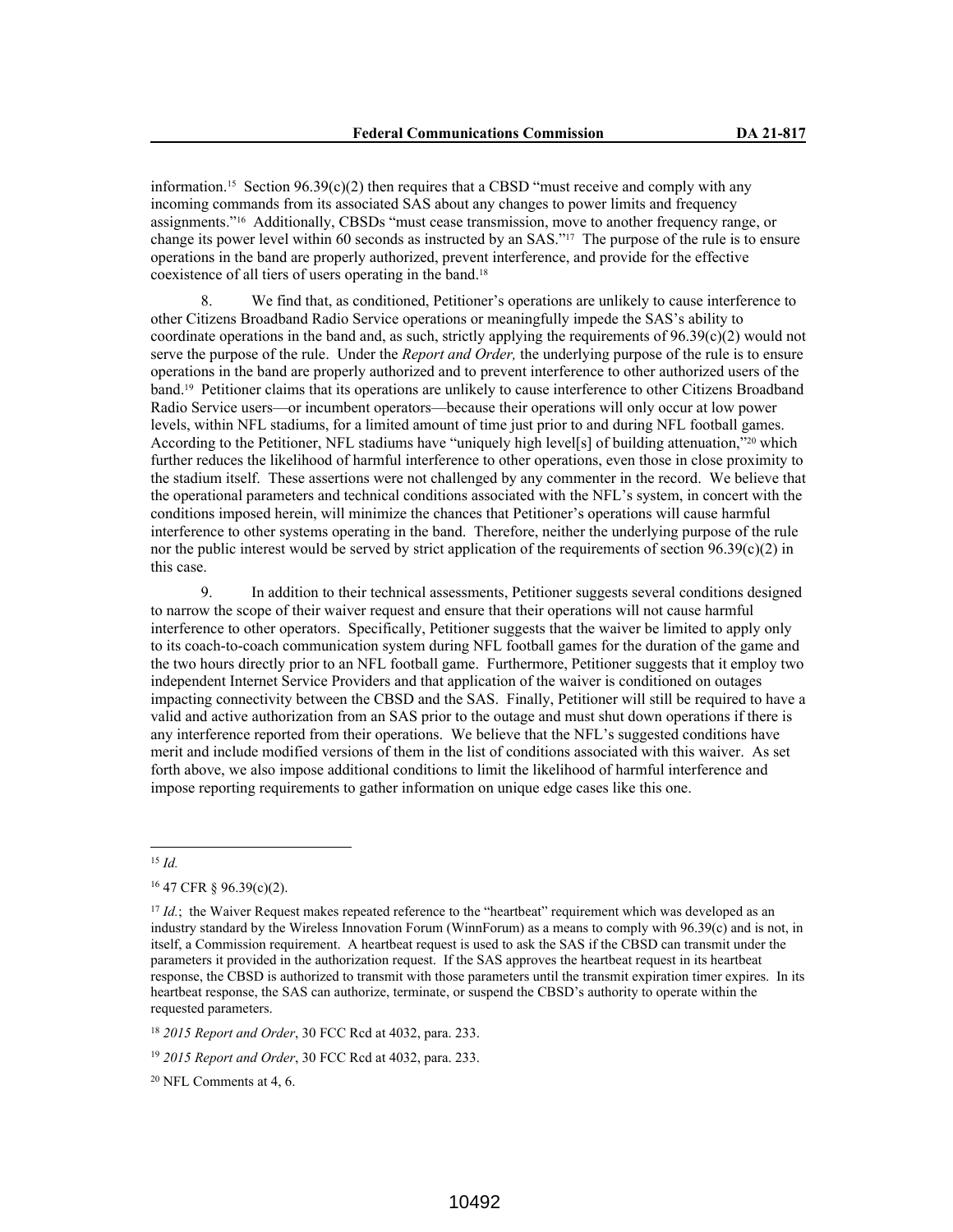information.[15] Section 96.39(c)(2) then requires that a CBSD "must receive and comply with any incoming commands from its associated SAS about any changes to power limits and frequency assignments."[16] Additionally, CBSDs "must cease transmission, move to another frequency range, or change its power level within 60 seconds as instructed by an SAS."[17] The purpose of the rule is to ensure operations in the band are properly authorized, prevent interference, and provide for the effective coexistence of all tiers of users operating in the band.[18]

8. We find that, as conditioned, Petitioner's operations are unlikely to cause interference to other Citizens Broadband Radio Service operations or meaningfully impede the SAS's ability to coordinate operations in the band and, as such, strictly applying the requirements of 96.39(c)(2) would not serve the purpose of the rule. Under the *Report and Order,* the underlying purpose of the rule is to ensure operations in the band are properly authorized and to prevent interference to other authorized users of the band.[19] Petitioner claims that its operations are unlikely to cause interference to other Citizens Broadband Radio Service users—or incumbent operators—because their operations will only occur at low power levels, within NFL stadiums, for a limited amount of time just prior to and during NFL football games. According to the Petitioner, NFL stadiums have "uniquely high level[s] of building attenuation,"[20] which further reduces the likelihood of harmful interference to other operations, even those in close proximity to the stadium itself. These assertions were not challenged by any commenter in the record. We believe that the operational parameters and technical conditions associated with the NFL's system, in concert with the conditions imposed herein, will minimize the chances that Petitioner's operations will cause harmful interference to other systems operating in the band. Therefore, neither the underlying purpose of the rule nor the public interest would be served by strict application of the requirements of section 96.39(c)(2) in this case.

9. In addition to their technical assessments, Petitioner suggests several conditions designed to narrow the scope of their waiver request and ensure that their operations will not cause harmful interference to other operators. Specifically, Petitioner suggests that the waiver be limited to apply only to its coach-to-coach communication system during NFL football games for the duration of the game and the two hours directly prior to an NFL football game. Furthermore, Petitioner suggests that it employ two independent Internet Service Providers and that application of the waiver is conditioned on outages impacting connectivity between the CBSD and the SAS. Finally, Petitioner will still be required to have a valid and active authorization from an SAS prior to the outage and must shut down operations if there is any interference reported from their operations. We believe that the NFL's suggested conditions have merit and include modified versions of them in the list of conditions associated with this waiver. As set forth above, we also impose additional conditions to limit the likelihood of harmful interference and impose reporting requirements to gather information on unique edge cases like this one.

---

[15] *Id.*

[16] 47 CFR § 96.39(c)(2).

[17] *Id.*; the Waiver Request makes repeated reference to the "heartbeat" requirement which was developed as an industry standard by the Wireless Innovation Forum (WinnForum) as a means to comply with 96.39(c) and is not, in itself, a Commission requirement. A heartbeat request is used to ask the SAS if the CBSD can transmit under the parameters it provided in the authorization request. If the SAS approves the heartbeat request in its heartbeat response, the CBSD is authorized to transmit with those parameters until the transmit expiration timer expires. In its heartbeat response, the SAS can authorize, terminate, or suspend the CBSD's authority to operate within the requested parameters.

[18] *2015 Report and Order*, 30 FCC Rcd at 4032, para. 233.

[19] *2015 Report and Order*, 30 FCC Rcd at 4032, para. 233.

[20] NFL Comments at 4, 6.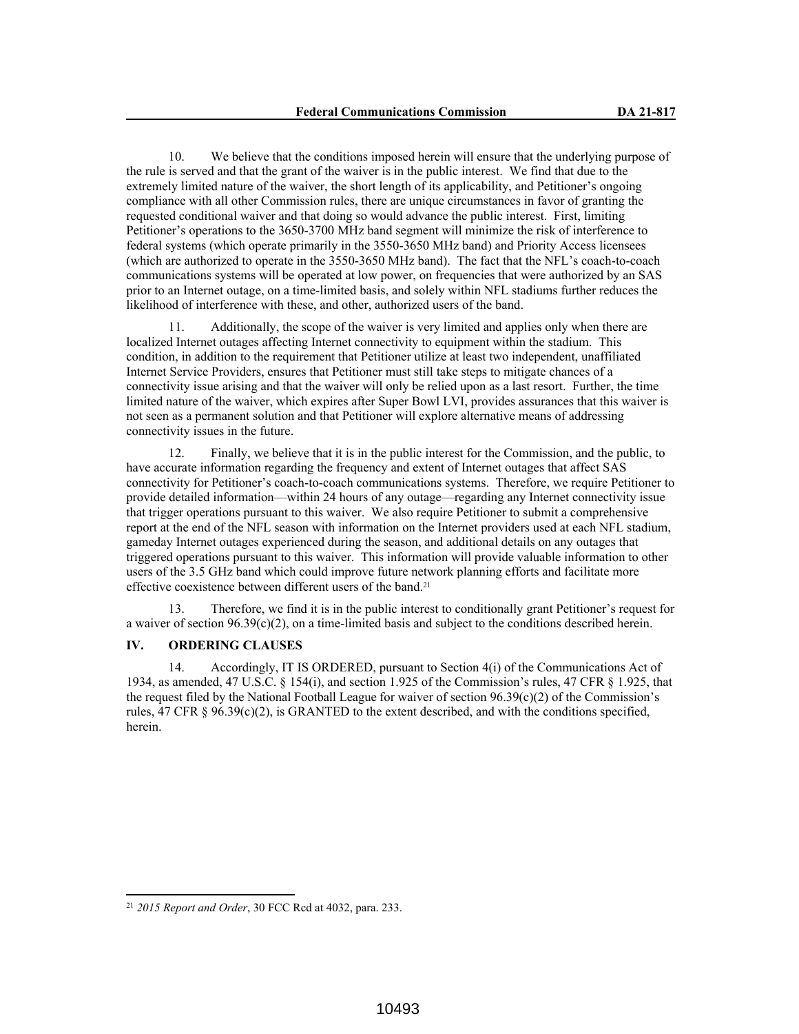10. We believe that the conditions imposed herein will ensure that the underlying purpose of the rule is served and that the grant of the waiver is in the public interest. We find that due to the extremely limited nature of the waiver, the short length of its applicability, and Petitioner's ongoing compliance with all other Commission rules, there are unique circumstances in favor of granting the requested conditional waiver and that doing so would advance the public interest. First, limiting Petitioner's operations to the 3650-3700 MHz band segment will minimize the risk of interference to federal systems (which operate primarily in the 3550-3650 MHz band) and Priority Access licensees (which are authorized to operate in the 3550-3650 MHz band). The fact that the NFL's coach-to-coach communications systems will be operated at low power, on frequencies that were authorized by an SAS prior to an Internet outage, on a time-limited basis, and solely within NFL stadiums further reduces the likelihood of interference with these, and other, authorized users of the band.

11. Additionally, the scope of the waiver is very limited and applies only when there are localized Internet outages affecting Internet connectivity to equipment within the stadium. This condition, in addition to the requirement that Petitioner utilize at least two independent, unaffiliated Internet Service Providers, ensures that Petitioner must still take steps to mitigate chances of a connectivity issue arising and that the waiver will only be relied upon as a last resort. Further, the time limited nature of the waiver, which expires after Super Bowl LVI, provides assurances that this waiver is not seen as a permanent solution and that Petitioner will explore alternative means of addressing connectivity issues in the future.

12. Finally, we believe that it is in the public interest for the Commission, and the public, to have accurate information regarding the frequency and extent of Internet outages that affect SAS connectivity for Petitioner's coach-to-coach communications systems. Therefore, we require Petitioner to provide detailed information—within 24 hours of any outage—regarding any Internet connectivity issue that trigger operations pursuant to this waiver. We also require Petitioner to submit a comprehensive report at the end of the NFL season with information on the Internet providers used at each NFL stadium, gameday Internet outages experienced during the season, and additional details on any outages that triggered operations pursuant to this waiver. This information will provide valuable information to other users of the 3.5 GHz band which could improve future network planning efforts and facilitate more effective coexistence between different users of the band.[21]

13. Therefore, we find it is in the public interest to conditionally grant Petitioner's request for a waiver of section 96.39(c)(2), on a time-limited basis and subject to the conditions described herein.

## IV. ORDERING CLAUSES

14. Accordingly, IT IS ORDERED, pursuant to Section 4(i) of the Communications Act of 1934, as amended, 47 U.S.C. § 154(i), and section 1.925 of the Commission's rules, 47 CFR § 1.925, that the request filed by the National Football League for waiver of section 96.39(c)(2) of the Commission's rules, 47 CFR § 96.39(c)(2), is GRANTED to the extent described, and with the conditions specified, herein.

---

[21] *2015 Report and Order*, 30 FCC Rcd at 4032, para. 233.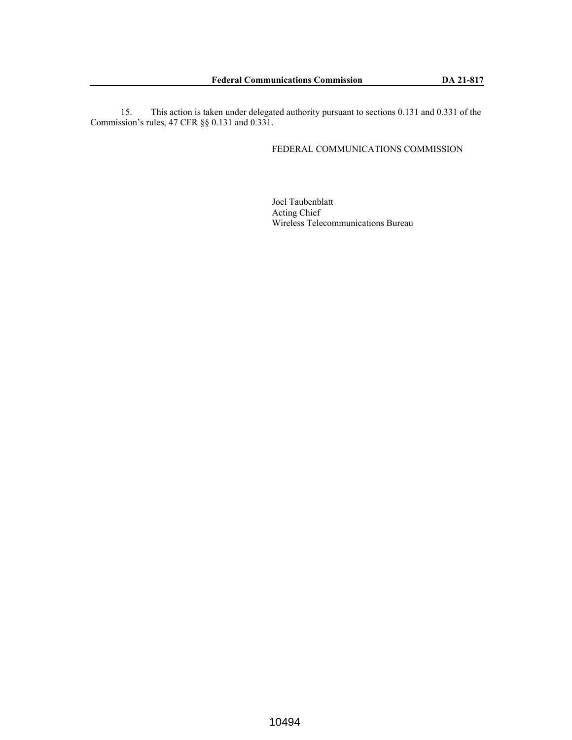15. This action is taken under delegated authority pursuant to sections 0.131 and 0.331 of the Commission's rules, 47 CFR §§ 0.131 and 0.331.

FEDERAL COMMUNICATIONS COMMISSION

Joel Taubenblatt
Acting Chief
Wireless Telecommunications Bureau